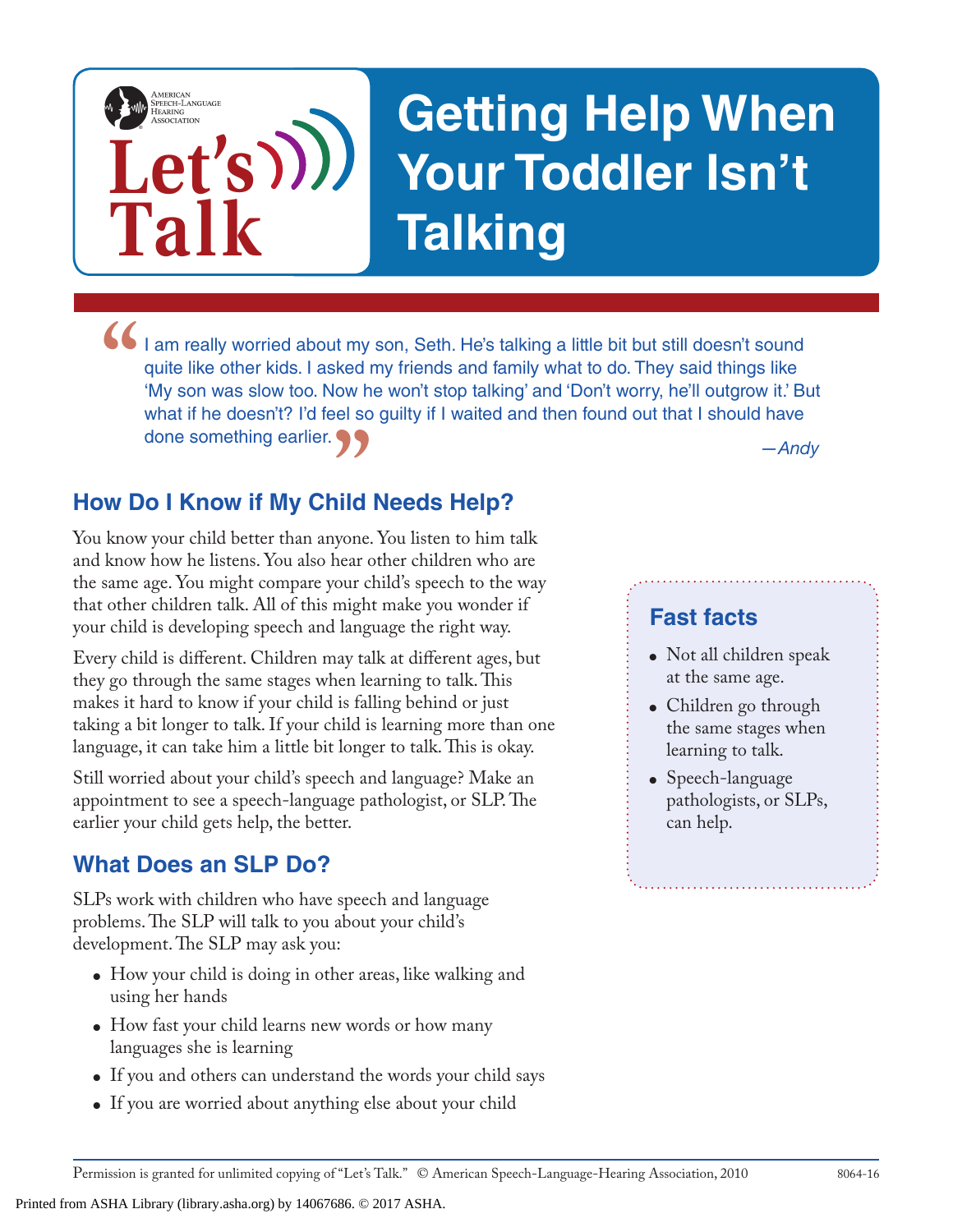American Speech-Language Hearing Association

Let's Talk

# Getting Help When Your Toddler Isn't Talking

"I am really worried about my son, Seth. He's talking a little bit but still doesn't sound quite like other kids. I asked my friends and family what to do. They said things like 'My son was slow too. Now he won't stop talking' and 'Don't worry, he'll outgrow it.' But what if he doesn't? I'd feel so guilty if I waited and then found out that I should have done something earlier."

*—Andy*

## How Do I Know if My Child Needs Help?

You know your child better than anyone. You listen to him talk and know how he listens. You also hear other children who are the same age. You might compare your child's speech to the way that other children talk. All of this might make you wonder if your child is developing speech and language the right way.

Every child is different. Children may talk at different ages, but they go through the same stages when learning to talk. This makes it hard to know if your child is falling behind or just taking a bit longer to talk. If your child is learning more than one language, it can take him a little bit longer to talk. This is okay.

Still worried about your child's speech and language? Make an appointment to see a speech-language pathologist, or SLP. The earlier your child gets help, the better.

### Fast facts

- Not all children speak at the same age.
- Children go through the same stages when learning to talk.
- Speech-language pathologists, or SLPs, can help.

## What Does an SLP Do?

SLPs work with children who have speech and language problems. The SLP will talk to you about your child's development. The SLP may ask you:

- How your child is doing in other areas, like walking and using her hands
- How fast your child learns new words or how many languages she is learning
- If you and others can understand the words your child says
- If you are worried about anything else about your child

Permission is granted for unlimited copying of "Let's Talk." © American Speech-Language-Hearing Association, 2010 8064-16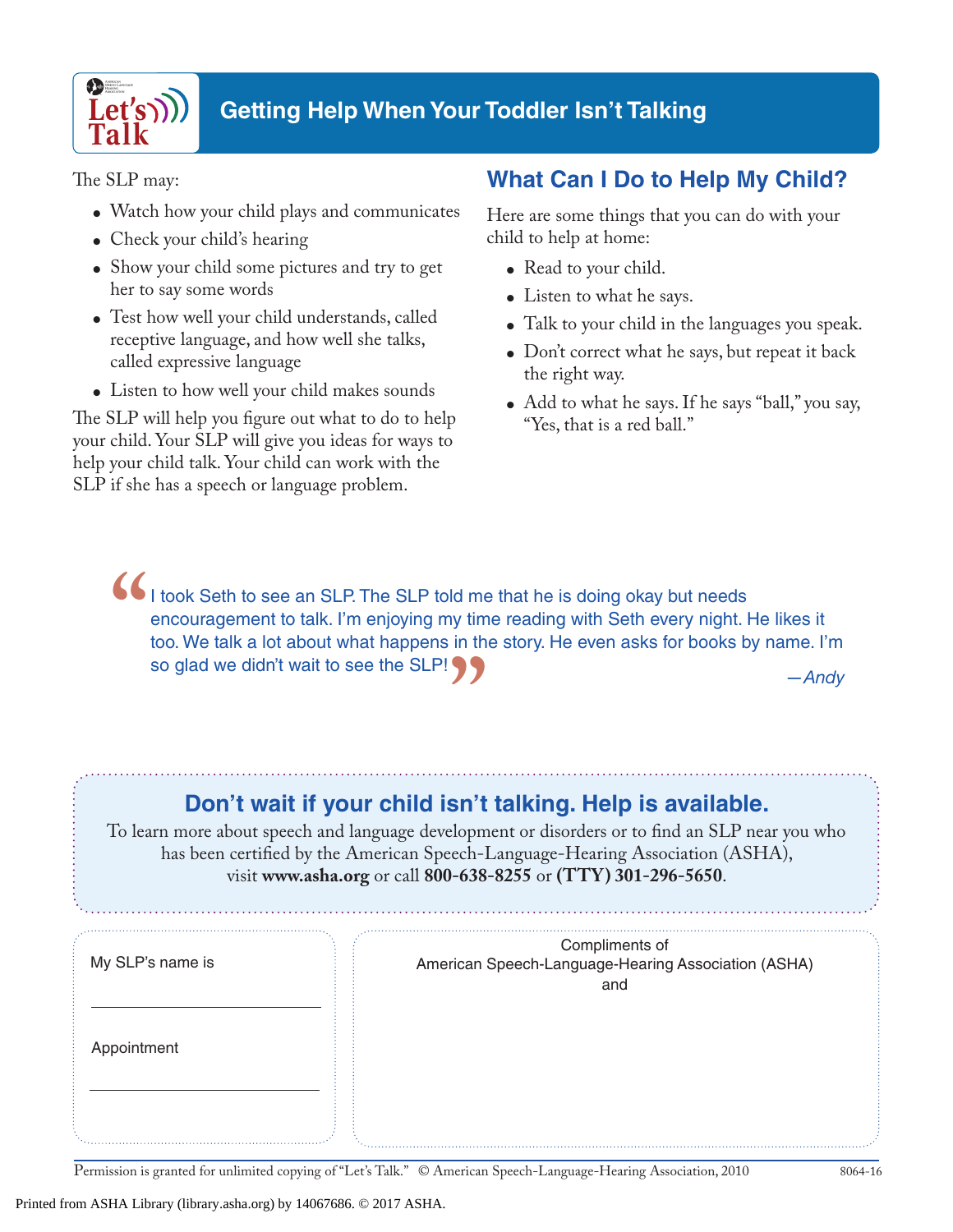# Getting Help When Your Toddler Isn't Talking

The SLP may:

- Watch how your child plays and communicates
- Check your child's hearing
- Show your child some pictures and try to get her to say some words
- Test how well your child understands, called receptive language, and how well she talks, called expressive language
- Listen to how well your child makes sounds

The SLP will help you figure out what to do to help your child. Your SLP will give you ideas for ways to help your child talk. Your child can work with the SLP if she has a speech or language problem.

## What Can I Do to Help My Child?

Here are some things that you can do with your child to help at home:

- Read to your child.
- Listen to what he says.
- Talk to your child in the languages you speak.
- Don't correct what he says, but repeat it back the right way.
- Add to what he says. If he says "ball," you say, "Yes, that is a red ball."

> "I took Seth to see an SLP. The SLP told me that he is doing okay but needs encouragement to talk. I'm enjoying my time reading with Seth every night. He likes it too. We talk a lot about what happens in the story. He even asks for books by name. I'm so glad we didn't wait to see the SLP!"
>
> *—Andy*

## Don't wait if your child isn't talking. Help is available.

To learn more about speech and language development or disorders or to find an SLP near you who has been certified by the American Speech-Language-Hearing Association (ASHA), visit **www.asha.org** or call **800-638-8255** or **(TTY) 301-296-5650**.

My SLP's name is

______________________

Appointment

______________________

Compliments of
American Speech-Language-Hearing Association (ASHA)
and

Permission is granted for unlimited copying of "Let's Talk." © American Speech-Language-Hearing Association, 2010 8064-16

Printed from ASHA Library (library.asha.org) by 14067686. © 2017 ASHA.